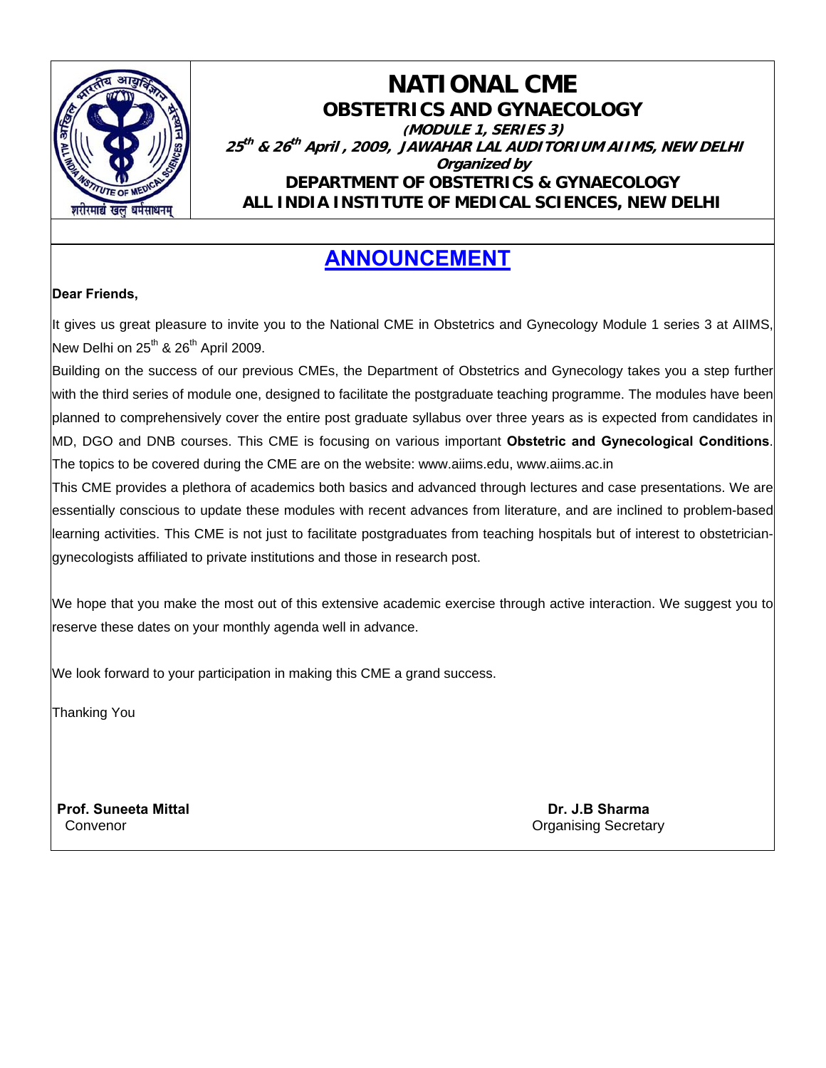# NATIONAL CME

## OBSTETRICS AND GYNAECOLOGY

***(MODULE 1, SERIES 3)***

***25th & 26th April, 2009, JAWAHAR LAL AUDITORIUM AIIMS, NEW DELHI***

***Organized by***

**DEPARTMENT OF OBSTETRICS & GYNAECOLOGY**

**ALL INDIA INSTITUTE OF MEDICAL SCIENCES, NEW DELHI**

## ANNOUNCEMENT

**Dear Friends,**

It gives us great pleasure to invite you to the National CME in Obstetrics and Gynecology Module 1 series 3 at AIIMS, New Delhi on 25th & 26th April 2009.

Building on the success of our previous CMEs, the Department of Obstetrics and Gynecology takes you a step further with the third series of module one, designed to facilitate the postgraduate teaching programme. The modules have been planned to comprehensively cover the entire post graduate syllabus over three years as is expected from candidates in MD, DGO and DNB courses. This CME is focusing on various important **Obstetric and Gynecological Conditions**. The topics to be covered during the CME are on the website: www.aiims.edu, www.aiims.ac.in

This CME provides a plethora of academics both basics and advanced through lectures and case presentations. We are essentially conscious to update these modules with recent advances from literature, and are inclined to problem-based learning activities. This CME is not just to facilitate postgraduates from teaching hospitals but of interest to obstetrician-gynecologists affiliated to private institutions and those in research post.

We hope that you make the most out of this extensive academic exercise through active interaction. We suggest you to reserve these dates on your monthly agenda well in advance.

We look forward to your participation in making this CME a grand success.

Thanking You

**Prof. Suneeta Mittal**
Convenor

**Dr. J.B Sharma**
Organising Secretary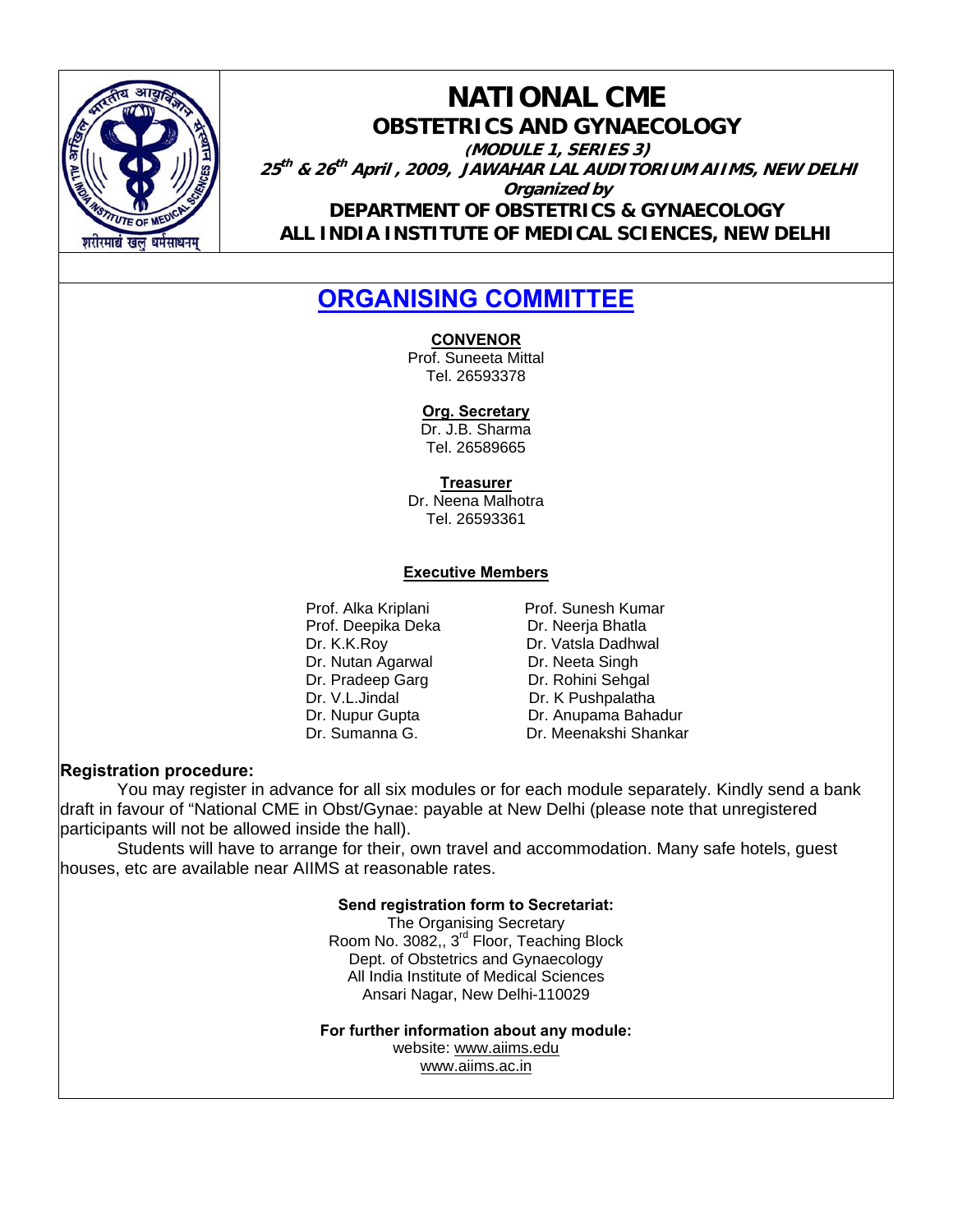# NATIONAL CME

## OBSTETRICS AND GYNAECOLOGY

**(MODULE 1, SERIES 3)**

**25th & 26th April , 2009, JAWAHAR LAL AUDITORIUM AIIMS, NEW DELHI**

**Organized by**

**DEPARTMENT OF OBSTETRICS & GYNAECOLOGY**

**ALL INDIA INSTITUTE OF MEDICAL SCIENCES, NEW DELHI**

## ORGANISING COMMITTEE

**CONVENOR**
Prof. Suneeta Mittal
Tel. 26593378

**Org. Secretary**
Dr. J.B. Sharma
Tel. 26589665

**Treasurer**
Dr. Neena Malhotra
Tel. 26593361

**Executive Members**

- Prof. Alka Kriplani
- Prof. Deepika Deka
- Dr. K.K.Roy
- Dr. Nutan Agarwal
- Dr. Pradeep Garg
- Dr. V.L.Jindal
- Dr. Nupur Gupta
- Dr. Sumanna G.
- Prof. Sunesh Kumar
- Dr. Neerja Bhatla
- Dr. Vatsla Dadhwal
- Dr. Neeta Singh
- Dr. Rohini Sehgal
- Dr. K Pushpalatha
- Dr. Anupama Bahadur
- Dr. Meenakshi Shankar

**Registration procedure:**

You may register in advance for all six modules or for each module separately. Kindly send a bank draft in favour of "National CME in Obst/Gynae: payable at New Delhi (please note that unregistered participants will not be allowed inside the hall).

Students will have to arrange for their, own travel and accommodation. Many safe hotels, guest houses, etc are available near AIIMS at reasonable rates.

**Send registration form to Secretariat:**

The Organising Secretary
Room No. 3082,, 3rd Floor, Teaching Block
Dept. of Obstetrics and Gynaecology
All India Institute of Medical Sciences
Ansari Nagar, New Delhi-110029

**For further information about any module:**

website: www.aiims.edu
www.aiims.ac.in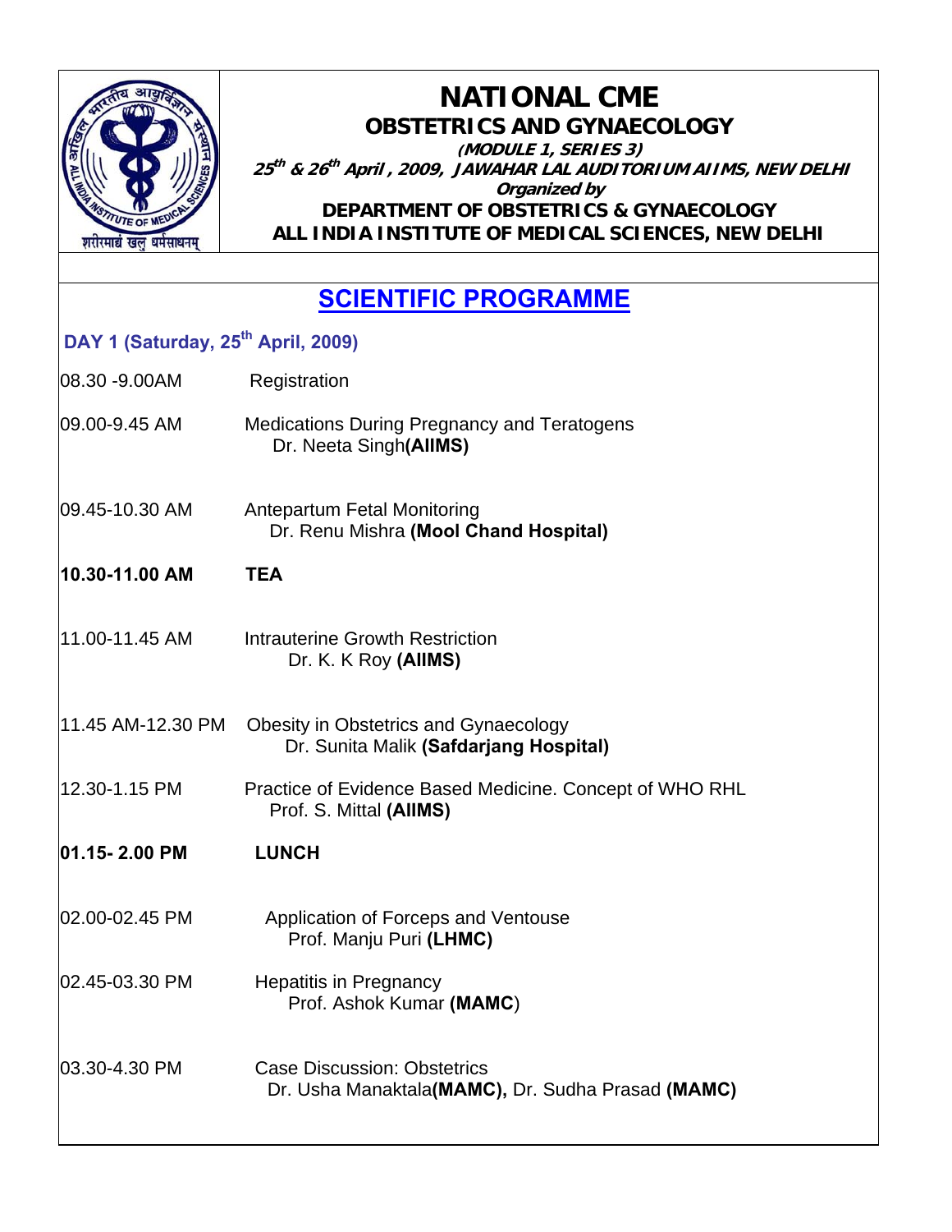# NATIONAL CME

## OBSTETRICS AND GYNAECOLOGY

***(MODULE 1, SERIES 3)***

***25th & 26th April, 2009, JAWAHAR LAL AUDITORIUM AIIMS, NEW DELHI***

***Organized by***

**DEPARTMENT OF OBSTETRICS & GYNAECOLOGY**

**ALL INDIA INSTITUTE OF MEDICAL SCIENCES, NEW DELHI**

## SCIENTIFIC PROGRAMME

### DAY 1 (Saturday, 25th April, 2009)

| | |
|---|---|
| 08.30 -9.00AM | Registration |
| 09.00-9.45 AM | Medications During Pregnancy and Teratogens<br>Dr. Neeta Singh **(AIIMS)** |
| 09.45-10.30 AM | Antepartum Fetal Monitoring<br>Dr. Renu Mishra **(Mool Chand Hospital)** |
| **10.30-11.00 AM** | **TEA** |
| 11.00-11.45 AM | Intrauterine Growth Restriction<br>Dr. K. K Roy **(AIIMS)** |
| 11.45 AM-12.30 PM | Obesity in Obstetrics and Gynaecology<br>Dr. Sunita Malik **(Safdarjang Hospital)** |
| 12.30-1.15 PM | Practice of Evidence Based Medicine. Concept of WHO RHL<br>Prof. S. Mittal **(AIIMS)** |
| **01.15- 2.00 PM** | **LUNCH** |
| 02.00-02.45 PM | Application of Forceps and Ventouse<br>Prof. Manju Puri **(LHMC)** |
| 02.45-03.30 PM | Hepatitis in Pregnancy<br>Prof. Ashok Kumar **(MAMC)** |
| 03.30-4.30 PM | Case Discussion: Obstetrics<br>Dr. Usha Manaktala **(MAMC),** Dr. Sudha Prasad **(MAMC)** |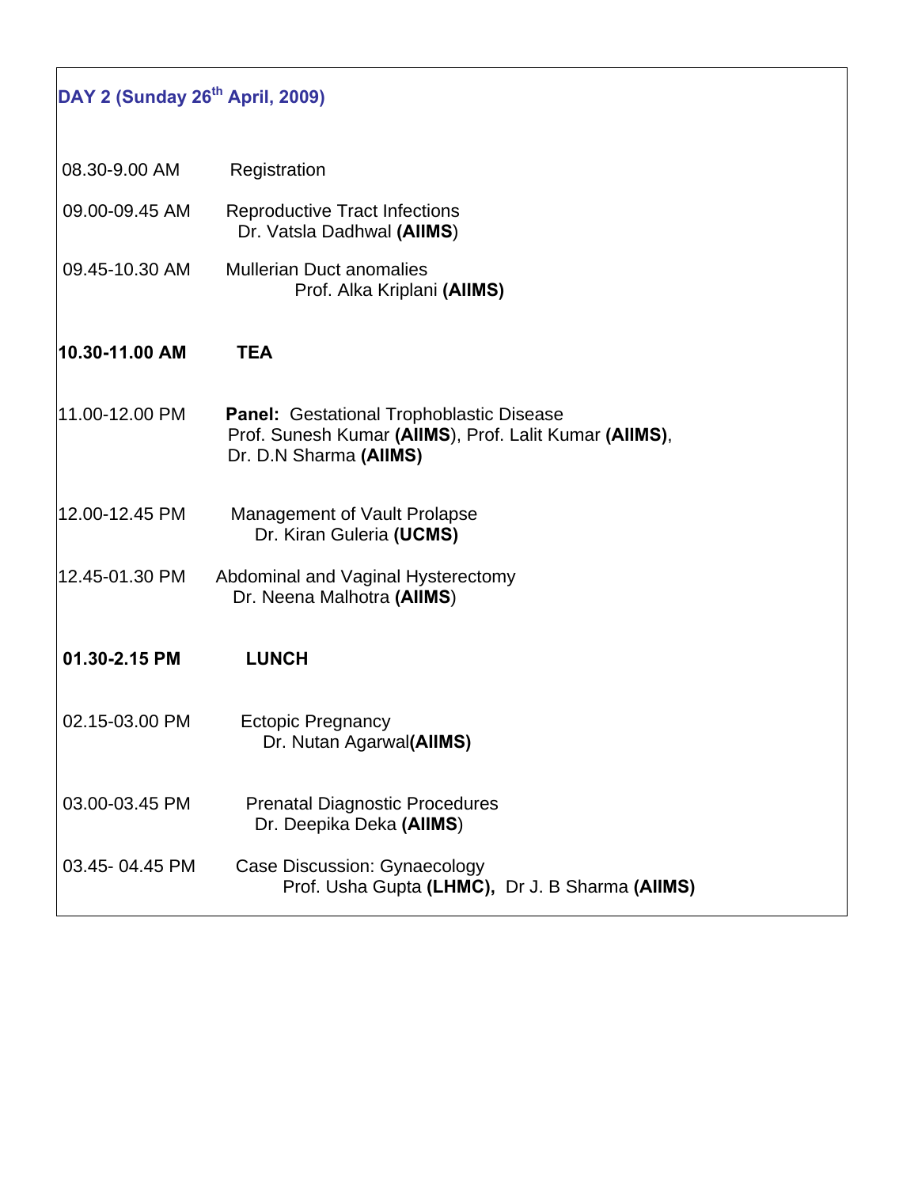## DAY 2 (Sunday 26th April, 2009)

| | |
|---|---|
| 08.30-9.00 AM | Registration |
| 09.00-09.45 AM | Reproductive Tract Infections<br>Dr. Vatsla Dadhwal **(AIIMS)** |
| 09.45-10.30 AM | Mullerian Duct anomalies<br>Prof. Alka Kriplani **(AIIMS)** |
| **10.30-11.00 AM** | **TEA** |
| 11.00-12.00 PM | **Panel:** Gestational Trophoblastic Disease<br>Prof. Sunesh Kumar **(AIIMS)**, Prof. Lalit Kumar **(AIIMS)**, Dr. D.N Sharma **(AIIMS)** |
| 12.00-12.45 PM | Management of Vault Prolapse<br>Dr. Kiran Guleria **(UCMS)** |
| 12.45-01.30 PM | Abdominal and Vaginal Hysterectomy<br>Dr. Neena Malhotra **(AIIMS)** |
| **01.30-2.15 PM** | **LUNCH** |
| 02.15-03.00 PM | Ectopic Pregnancy<br>Dr. Nutan Agarwal**(AIIMS)** |
| 03.00-03.45 PM | Prenatal Diagnostic Procedures<br>Dr. Deepika Deka **(AIIMS)** |
| 03.45- 04.45 PM | Case Discussion: Gynaecology<br>Prof. Usha Gupta **(LHMC),** Dr J. B Sharma **(AIIMS)** |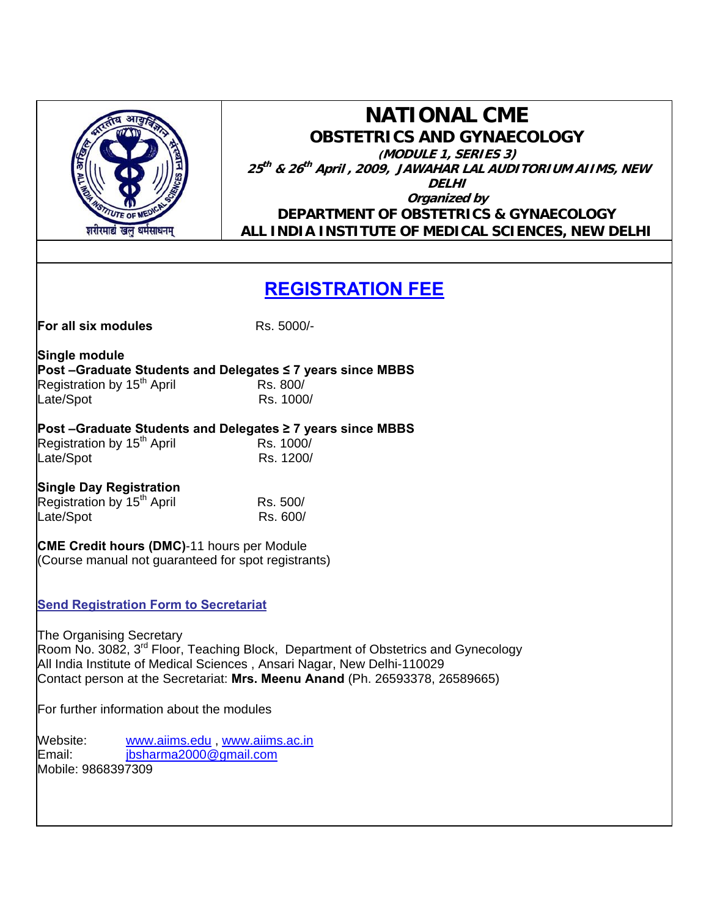# NATIONAL CME

## OBSTETRICS AND GYNAECOLOGY

***(MODULE 1, SERIES 3)***

***25th & 26th April , 2009, JAWAHAR LAL AUDITORIUM AIIMS, NEW DELHI***

***Organized by***

**DEPARTMENT OF OBSTETRICS & GYNAECOLOGY**

**ALL INDIA INSTITUTE OF MEDICAL SCIENCES, NEW DELHI**

## REGISTRATION FEE

**For all six modules** Rs. 5000/-

**Single module**

**Post –Graduate Students and Delegates ≤ 7 years since MBBS**

| | |
|---|---|
| Registration by 15th April | Rs. 800/ |
| Late/Spot | Rs. 1000/ |

**Post –Graduate Students and Delegates ≥ 7 years since MBBS**

| | |
|---|---|
| Registration by 15th April | Rs. 1000/ |
| Late/Spot | Rs. 1200/ |

**Single Day Registration**

| | |
|---|---|
| Registration by 15th April | Rs. 500/ |
| Late/Spot | Rs. 600/ |

**CME Credit hours (DMC)**-11 hours per Module
(Course manual not guaranteed for spot registrants)

**Send Registration Form to Secretariat**

The Organising Secretary
Room No. 3082, 3rd Floor, Teaching Block, Department of Obstetrics and Gynecology
All India Institute of Medical Sciences , Ansari Nagar, New Delhi-110029
Contact person at the Secretariat: **Mrs. Meenu Anand** (Ph. 26593378, 26589665)

For further information about the modules

Website: www.aiims.edu , www.aiims.ac.in
Email: jbsharma2000@gmail.com
Mobile: 9868397309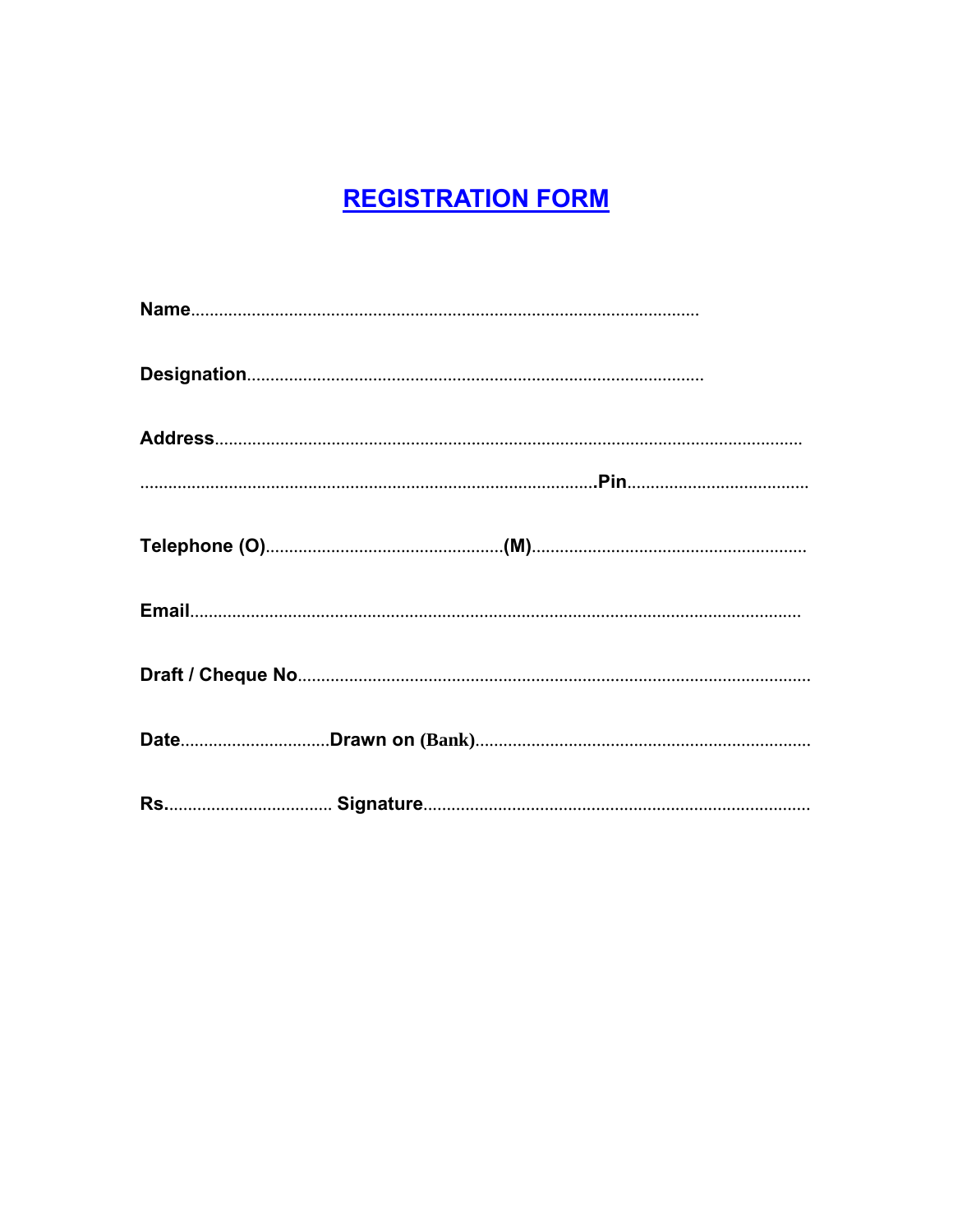# REGISTRATION FORM

**Name**............................................................................................................

**Designation**..................................................................................................

**Address**............................................................................................................................

.................................................................................................**Pin**......................................

**Telephone (O)**..................................................**(M)**..........................................................

**Email**..................................................................................................................................

**Draft / Cheque No**............................................................................................................

**Date**...............................**Drawn on (Bank)**......................................................................

**Rs.**.................................. **Signature**..................................................................................